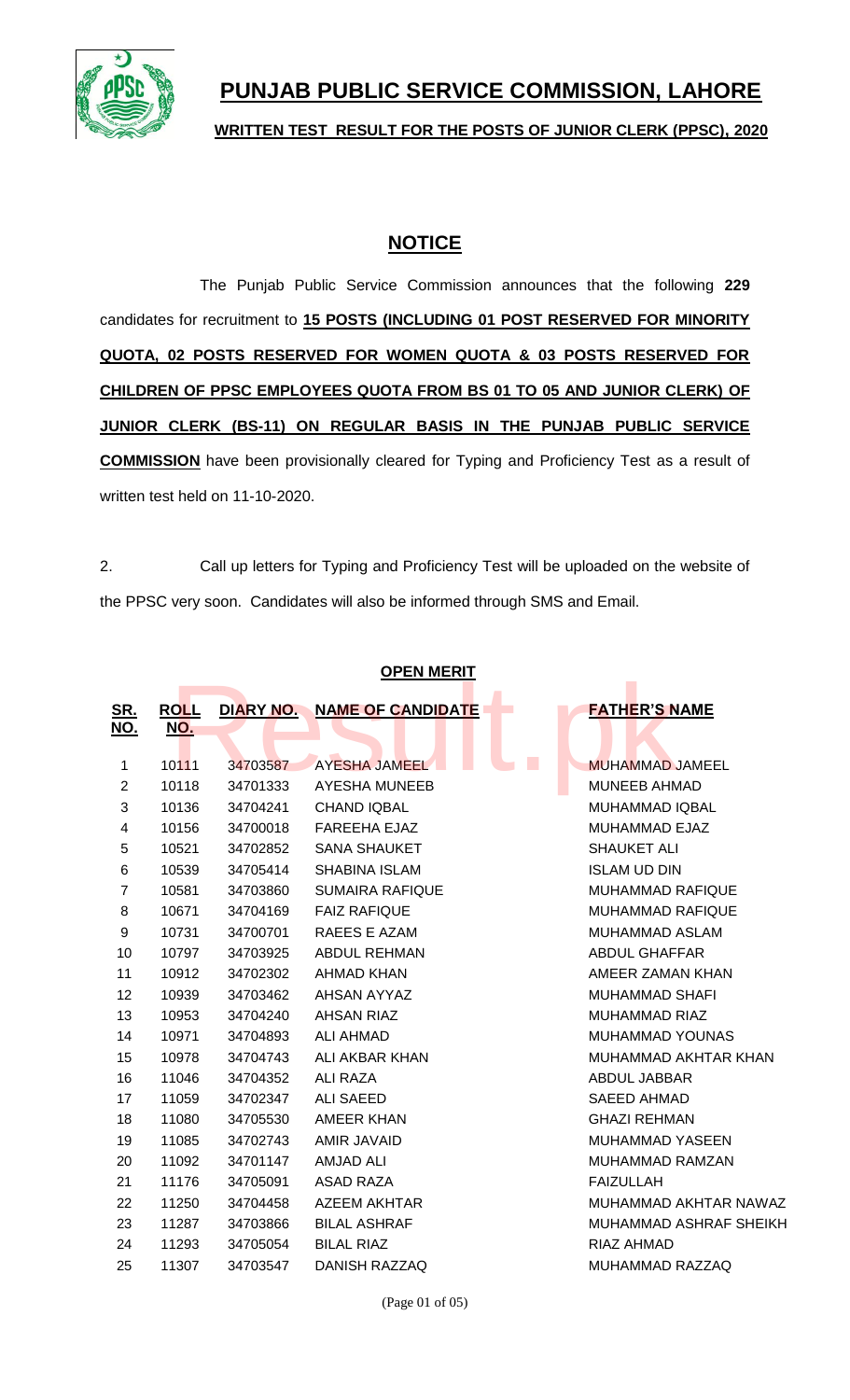# PUNJAB PUBLIC SERVICE COMMISSION, LAHORE

**WRITTEN TEST RESULT FOR THE POSTS OF JUNIOR CLERK (PPSC), 2020**

## NOTICE

The Punjab Public Service Commission announces that the following **229** candidates for recruitment to **15 POSTS (INCLUDING 01 POST RESERVED FOR MINORITY QUOTA, 02 POSTS RESERVED FOR WOMEN QUOTA & 03 POSTS RESERVED FOR CHILDREN OF PPSC EMPLOYEES QUOTA FROM BS 01 TO 05 AND JUNIOR CLERK) OF JUNIOR CLERK (BS-11) ON REGULAR BASIS IN THE PUNJAB PUBLIC SERVICE COMMISSION** have been provisionally cleared for Typing and Proficiency Test as a result of written test held on 11-10-2020.

2. Call up letters for Typing and Proficiency Test will be uploaded on the website of the PPSC very soon. Candidates will also be informed through SMS and Email.

**OPEN MERIT**

| SR. NO. | ROLL NO. | DIARY NO. | NAME OF CANDIDATE | FATHER'S NAME |
|---|---|---|---|---|
| 1 | 10111 | 34703587 | AYESHA JAMEEL | MUHAMMAD JAMEEL |
| 2 | 10118 | 34701333 | AYESHA MUNEEB | MUNEEB AHMAD |
| 3 | 10136 | 34704241 | CHAND IQBAL | MUHAMMAD IQBAL |
| 4 | 10156 | 34700018 | FAREEHA EJAZ | MUHAMMAD EJAZ |
| 5 | 10521 | 34702852 | SANA SHAUKET | SHAUKET ALI |
| 6 | 10539 | 34705414 | SHABINA ISLAM | ISLAM UD DIN |
| 7 | 10581 | 34703860 | SUMAIRA RAFIQUE | MUHAMMAD RAFIQUE |
| 8 | 10671 | 34704169 | FAIZ RAFIQUE | MUHAMMAD RAFIQUE |
| 9 | 10731 | 34700701 | RAEES E AZAM | MUHAMMAD ASLAM |
| 10 | 10797 | 34703925 | ABDUL REHMAN | ABDUL GHAFFAR |
| 11 | 10912 | 34702302 | AHMAD KHAN | AMEER ZAMAN KHAN |
| 12 | 10939 | 34703462 | AHSAN AYYAZ | MUHAMMAD SHAFI |
| 13 | 10953 | 34704240 | AHSAN RIAZ | MUHAMMAD RIAZ |
| 14 | 10971 | 34704893 | ALI AHMAD | MUHAMMAD YOUNAS |
| 15 | 10978 | 34704743 | ALI AKBAR KHAN | MUHAMMAD AKHTAR KHAN |
| 16 | 11046 | 34704352 | ALI RAZA | ABDUL JABBAR |
| 17 | 11059 | 34702347 | ALI SAEED | SAEED AHMAD |
| 18 | 11080 | 34705530 | AMEER KHAN | GHAZI REHMAN |
| 19 | 11085 | 34702743 | AMIR JAVAID | MUHAMMAD YASEEN |
| 20 | 11092 | 34701147 | AMJAD ALI | MUHAMMAD RAMZAN |
| 21 | 11176 | 34705091 | ASAD RAZA | FAIZULLAH |
| 22 | 11250 | 34704458 | AZEEM AKHTAR | MUHAMMAD AKHTAR NAWAZ |
| 23 | 11287 | 34703866 | BILAL ASHRAF | MUHAMMAD ASHRAF SHEIKH |
| 24 | 11293 | 34705054 | BILAL RIAZ | RIAZ AHMAD |
| 25 | 11307 | 34703547 | DANISH RAZZAQ | MUHAMMAD RAZZAQ |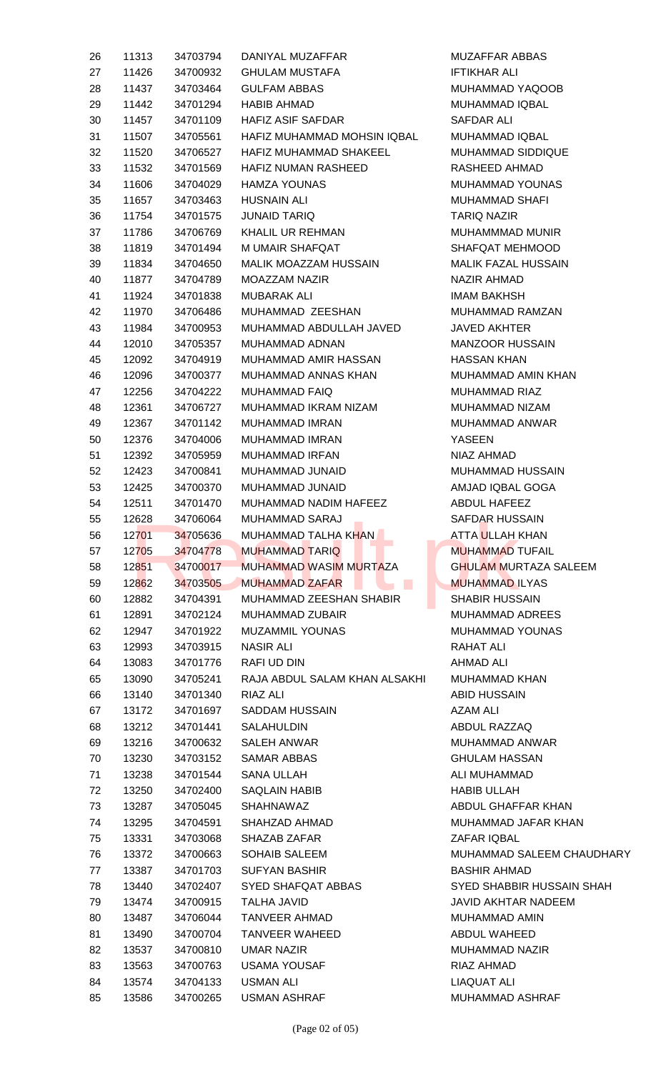| | | | | |
|---|---|---|---|---|
| 26 | 11313 | 34703794 | DANIYAL MUZAFFAR | MUZAFFAR ABBAS |
| 27 | 11426 | 34700932 | GHULAM MUSTAFA | IFTIKHAR ALI |
| 28 | 11437 | 34703464 | GULFAM ABBAS | MUHAMMAD YAQOOB |
| 29 | 11442 | 34701294 | HABIB AHMAD | MUHAMMAD IQBAL |
| 30 | 11457 | 34701109 | HAFIZ ASIF SAFDAR | SAFDAR ALI |
| 31 | 11507 | 34705561 | HAFIZ MUHAMMAD MOHSIN IQBAL | MUHAMMAD IQBAL |
| 32 | 11520 | 34706527 | HAFIZ MUHAMMAD SHAKEEL | MUHAMMAD SIDDIQUE |
| 33 | 11532 | 34701569 | HAFIZ NUMAN RASHEED | RASHEED AHMAD |
| 34 | 11606 | 34704029 | HAMZA YOUNAS | MUHAMMAD YOUNAS |
| 35 | 11657 | 34703463 | HUSNAIN ALI | MUHAMMAD SHAFI |
| 36 | 11754 | 34701575 | JUNAID TARIQ | TARIQ NAZIR |
| 37 | 11786 | 34706769 | KHALIL UR REHMAN | MUHAMMMAD MUNIR |
| 38 | 11819 | 34701494 | M UMAIR SHAFQAT | SHAFQAT MEHMOOD |
| 39 | 11834 | 34704650 | MALIK MOAZZAM HUSSAIN | MALIK FAZAL HUSSAIN |
| 40 | 11877 | 34704789 | MOAZZAM NAZIR | NAZIR AHMAD |
| 41 | 11924 | 34701838 | MUBARAK ALI | IMAM BAKHSH |
| 42 | 11970 | 34706486 | MUHAMMAD ZEESHAN | MUHAMMAD RAMZAN |
| 43 | 11984 | 34700953 | MUHAMMAD ABDULLAH JAVED | JAVED AKHTER |
| 44 | 12010 | 34705357 | MUHAMMAD ADNAN | MANZOOR HUSSAIN |
| 45 | 12092 | 34704919 | MUHAMMAD AMIR HASSAN | HASSAN KHAN |
| 46 | 12096 | 34700377 | MUHAMMAD ANNAS KHAN | MUHAMMAD AMIN KHAN |
| 47 | 12256 | 34704222 | MUHAMMAD FAIQ | MUHAMMAD RIAZ |
| 48 | 12361 | 34706727 | MUHAMMAD IKRAM NIZAM | MUHAMMAD NIZAM |
| 49 | 12367 | 34701142 | MUHAMMAD IMRAN | MUHAMMAD ANWAR |
| 50 | 12376 | 34704006 | MUHAMMAD IMRAN | YASEEN |
| 51 | 12392 | 34705959 | MUHAMMAD IRFAN | NIAZ AHMAD |
| 52 | 12423 | 34700841 | MUHAMMAD JUNAID | MUHAMMAD HUSSAIN |
| 53 | 12425 | 34700370 | MUHAMMAD JUNAID | AMJAD IQBAL GOGA |
| 54 | 12511 | 34701470 | MUHAMMAD NADIM HAFEEZ | ABDUL HAFEEZ |
| 55 | 12628 | 34706064 | MUHAMMAD SARAJ | SAFDAR HUSSAIN |
| 56 | 12701 | 34705636 | MUHAMMAD TALHA KHAN | ATTA ULLAH KHAN |
| 57 | 12705 | 34704778 | MUHAMMAD TARIQ | MUHAMMAD TUFAIL |
| 58 | 12851 | 34700017 | MUHAMMAD WASIM MURTAZA | GHULAM MURTAZA SALEEM |
| 59 | 12862 | 34703505 | MUHAMMAD ZAFAR | MUHAMMAD ILYAS |
| 60 | 12882 | 34704391 | MUHAMMAD ZEESHAN SHABIR | SHABIR HUSSAIN |
| 61 | 12891 | 34702124 | MUHAMMAD ZUBAIR | MUHAMMAD ADREES |
| 62 | 12947 | 34701922 | MUZAMMIL YOUNAS | MUHAMMAD YOUNAS |
| 63 | 12993 | 34703915 | NASIR ALI | RAHAT ALI |
| 64 | 13083 | 34701776 | RAFI UD DIN | AHMAD ALI |
| 65 | 13090 | 34705241 | RAJA ABDUL SALAM KHAN ALSAKHI | MUHAMMAD KHAN |
| 66 | 13140 | 34701340 | RIAZ ALI | ABID HUSSAIN |
| 67 | 13172 | 34701697 | SADDAM HUSSAIN | AZAM ALI |
| 68 | 13212 | 34701441 | SALAHULDIN | ABDUL RAZZAQ |
| 69 | 13216 | 34700632 | SALEH ANWAR | MUHAMMAD ANWAR |
| 70 | 13230 | 34703152 | SAMAR ABBAS | GHULAM HASSAN |
| 71 | 13238 | 34701544 | SANA ULLAH | ALI MUHAMMAD |
| 72 | 13250 | 34702400 | SAQLAIN HABIB | HABIB ULLAH |
| 73 | 13287 | 34705045 | SHAHNAWAZ | ABDUL GHAFFAR KHAN |
| 74 | 13295 | 34704591 | SHAHZAD AHMAD | MUHAMMAD JAFAR KHAN |
| 75 | 13331 | 34703068 | SHAZAB ZAFAR | ZAFAR IQBAL |
| 76 | 13372 | 34700663 | SOHAIB SALEEM | MUHAMMAD SALEEM CHAUDHARY |
| 77 | 13387 | 34701703 | SUFYAN BASHIR | BASHIR AHMAD |
| 78 | 13440 | 34702407 | SYED SHAFQAT ABBAS | SYED SHABBIR HUSSAIN SHAH |
| 79 | 13474 | 34700915 | TALHA JAVID | JAVID AKHTAR NADEEM |
| 80 | 13487 | 34706044 | TANVEER AHMAD | MUHAMMAD AMIN |
| 81 | 13490 | 34700704 | TANVEER WAHEED | ABDUL WAHEED |
| 82 | 13537 | 34700810 | UMAR NAZIR | MUHAMMAD NAZIR |
| 83 | 13563 | 34700763 | USAMA YOUSAF | RIAZ AHMAD |
| 84 | 13574 | 34704133 | USMAN ALI | LIAQUAT ALI |
| 85 | 13586 | 34700265 | USMAN ASHRAF | MUHAMMAD ASHRAF |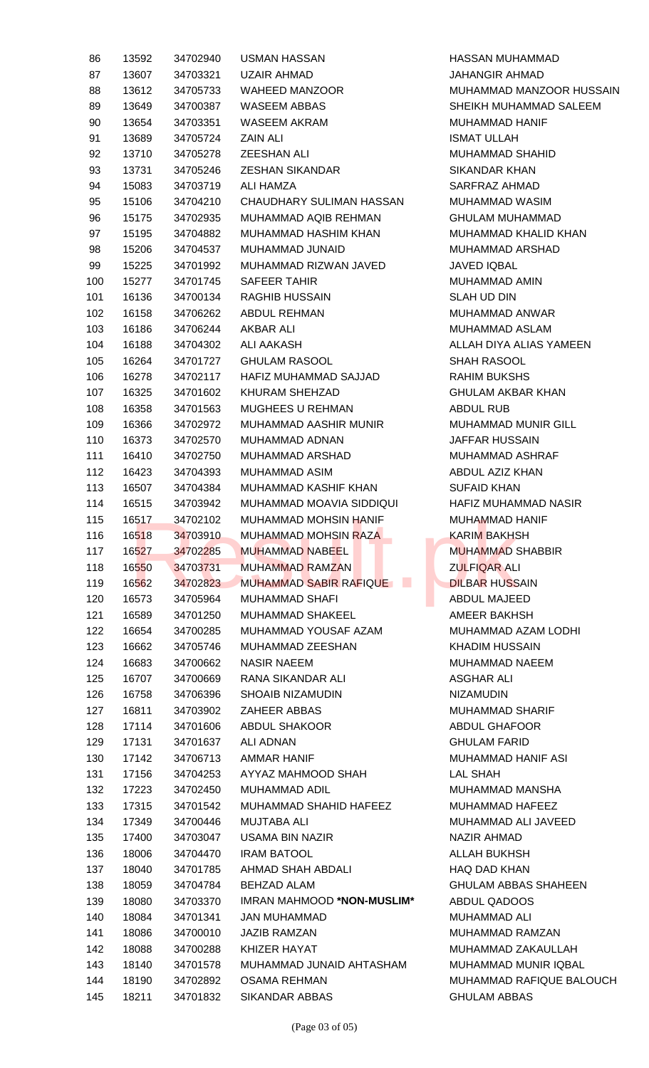| | | | | |
|---|---|---|---|---|
| 86 | 13592 | 34702940 | USMAN HASSAN | HASSAN MUHAMMAD |
| 87 | 13607 | 34703321 | UZAIR AHMAD | JAHANGIR AHMAD |
| 88 | 13612 | 34705733 | WAHEED MANZOOR | MUHAMMAD MANZOOR HUSSAIN |
| 89 | 13649 | 34700387 | WASEEM ABBAS | SHEIKH MUHAMMAD SALEEM |
| 90 | 13654 | 34703351 | WASEEM AKRAM | MUHAMMAD HANIF |
| 91 | 13689 | 34705724 | ZAIN ALI | ISMAT ULLAH |
| 92 | 13710 | 34705278 | ZEESHAN ALI | MUHAMMAD SHAHID |
| 93 | 13731 | 34705246 | ZESHAN SIKANDAR | SIKANDAR KHAN |
| 94 | 15083 | 34703719 | ALI HAMZA | SARFRAZ AHMAD |
| 95 | 15106 | 34704210 | CHAUDHARY SULIMAN HASSAN | MUHAMMAD WASIM |
| 96 | 15175 | 34702935 | MUHAMMAD AQIB REHMAN | GHULAM MUHAMMAD |
| 97 | 15195 | 34704882 | MUHAMMAD HASHIM KHAN | MUHAMMAD KHALID KHAN |
| 98 | 15206 | 34704537 | MUHAMMAD JUNAID | MUHAMMAD ARSHAD |
| 99 | 15225 | 34701992 | MUHAMMAD RIZWAN JAVED | JAVED IQBAL |
| 100 | 15277 | 34701745 | SAFEER TAHIR | MUHAMMAD AMIN |
| 101 | 16136 | 34700134 | RAGHIB HUSSAIN | SLAH UD DIN |
| 102 | 16158 | 34706262 | ABDUL REHMAN | MUHAMMAD ANWAR |
| 103 | 16186 | 34706244 | AKBAR ALI | MUHAMMAD ASLAM |
| 104 | 16188 | 34704302 | ALI AAKASH | ALLAH DIYA ALIAS YAMEEN |
| 105 | 16264 | 34701727 | GHULAM RASOOL | SHAH RASOOL |
| 106 | 16278 | 34702117 | HAFIZ MUHAMMAD SAJJAD | RAHIM BUKSHS |
| 107 | 16325 | 34701602 | KHURAM SHEHZAD | GHULAM AKBAR KHAN |
| 108 | 16358 | 34701563 | MUGHEES U REHMAN | ABDUL RUB |
| 109 | 16366 | 34702972 | MUHAMMAD AASHIR MUNIR | MUHAMMAD MUNIR GILL |
| 110 | 16373 | 34702570 | MUHAMMAD ADNAN | JAFFAR HUSSAIN |
| 111 | 16410 | 34702750 | MUHAMMAD ARSHAD | MUHAMMAD ASHRAF |
| 112 | 16423 | 34704393 | MUHAMMAD ASIM | ABDUL AZIZ KHAN |
| 113 | 16507 | 34704384 | MUHAMMAD KASHIF KHAN | SUFAID KHAN |
| 114 | 16515 | 34703942 | MUHAMMAD MOAVIA SIDDIQUI | HAFIZ MUHAMMAD NASIR |
| 115 | 16517 | 34702102 | MUHAMMAD MOHSIN HANIF | MUHAMMAD HANIF |
| 116 | 16518 | 34703910 | MUHAMMAD MOHSIN RAZA | KARIM BAKHSH |
| 117 | 16527 | 34702285 | MUHAMMAD NABEEL | MUHAMMAD SHABBIR |
| 118 | 16550 | 34703731 | MUHAMMAD RAMZAN | ZULFIQAR ALI |
| 119 | 16562 | 34702823 | MUHAMMAD SABIR RAFIQUE | DILBAR HUSSAIN |
| 120 | 16573 | 34705964 | MUHAMMAD SHAFI | ABDUL MAJEED |
| 121 | 16589 | 34701250 | MUHAMMAD SHAKEEL | AMEER BAKHSH |
| 122 | 16654 | 34700285 | MUHAMMAD YOUSAF AZAM | MUHAMMAD AZAM LODHI |
| 123 | 16662 | 34705746 | MUHAMMAD ZEESHAN | KHADIM HUSSAIN |
| 124 | 16683 | 34700662 | NASIR NAEEM | MUHAMMAD NAEEM |
| 125 | 16707 | 34700669 | RANA SIKANDAR ALI | ASGHAR ALI |
| 126 | 16758 | 34706396 | SHOAIB NIZAMUDIN | NIZAMUDIN |
| 127 | 16811 | 34703902 | ZAHEER ABBAS | MUHAMMAD SHARIF |
| 128 | 17114 | 34701606 | ABDUL SHAKOOR | ABDUL GHAFOOR |
| 129 | 17131 | 34701637 | ALI ADNAN | GHULAM FARID |
| 130 | 17142 | 34706713 | AMMAR HANIF | MUHAMMAD HANIF ASI |
| 131 | 17156 | 34704253 | AYYAZ MAHMOOD SHAH | LAL SHAH |
| 132 | 17223 | 34702450 | MUHAMMAD ADIL | MUHAMMAD MANSHA |
| 133 | 17315 | 34701542 | MUHAMMAD SHAHID HAFEEZ | MUHAMMAD HAFEEZ |
| 134 | 17349 | 34700446 | MUJTABA ALI | MUHAMMAD ALI JAVEED |
| 135 | 17400 | 34703047 | USAMA BIN NAZIR | NAZIR AHMAD |
| 136 | 18006 | 34704470 | IRAM BATOOL | ALLAH BUKHSH |
| 137 | 18040 | 34701785 | AHMAD SHAH ABDALI | HAQ DAD KHAN |
| 138 | 18059 | 34704784 | BEHZAD ALAM | GHULAM ABBAS SHAHEEN |
| 139 | 18080 | 34703370 | IMRAN MAHMOOD **\*NON-MUSLIM\*** | ABDUL QADOOS |
| 140 | 18084 | 34701341 | JAN MUHAMMAD | MUHAMMAD ALI |
| 141 | 18086 | 34700010 | JAZIB RAMZAN | MUHAMMAD RAMZAN |
| 142 | 18088 | 34700288 | KHIZER HAYAT | MUHAMMAD ZAKAULLAH |
| 143 | 18140 | 34701578 | MUHAMMAD JUNAID AHTASHAM | MUHAMMAD MUNIR IQBAL |
| 144 | 18190 | 34702892 | OSAMA REHMAN | MUHAMMAD RAFIQUE BALOUCH |
| 145 | 18211 | 34701832 | SIKANDAR ABBAS | GHULAM ABBAS |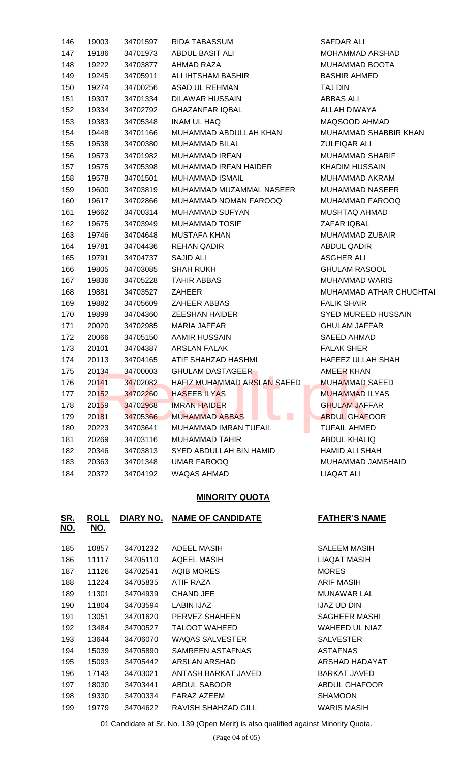| | | | | |
|---|---|---|---|---|
| 146 | 19003 | 34701597 | RIDA TABASSUM | SAFDAR ALI |
| 147 | 19186 | 34701973 | ABDUL BASIT ALI | MOHAMMAD ARSHAD |
| 148 | 19222 | 34703877 | AHMAD RAZA | MUHAMMAD BOOTA |
| 149 | 19245 | 34705911 | ALI IHTSHAM BASHIR | BASHIR AHMED |
| 150 | 19274 | 34700256 | ASAD UL REHMAN | TAJ DIN |
| 151 | 19307 | 34701334 | DILAWAR HUSSAIN | ABBAS ALI |
| 152 | 19334 | 34702792 | GHAZANFAR IQBAL | ALLAH DIWAYA |
| 153 | 19383 | 34705348 | INAM UL HAQ | MAQSOOD AHMAD |
| 154 | 19448 | 34701166 | MUHAMMAD ABDULLAH KHAN | MUHAMMAD SHABBIR KHAN |
| 155 | 19538 | 34700380 | MUHAMMAD BILAL | ZULFIQAR ALI |
| 156 | 19573 | 34701982 | MUHAMMAD IRFAN | MUHAMMAD SHARIF |
| 157 | 19575 | 34705398 | MUHAMMAD IRFAN HAIDER | KHADIM HUSSAIN |
| 158 | 19578 | 34701501 | MUHAMMAD ISMAIL | MUHAMMAD AKRAM |
| 159 | 19600 | 34703819 | MUHAMMAD MUZAMMAL NASEER | MUHAMMAD NASEER |
| 160 | 19617 | 34702866 | MUHAMMAD NOMAN FAROOQ | MUHAMMAD FAROOQ |
| 161 | 19662 | 34700314 | MUHAMMAD SUFYAN | MUSHTAQ AHMAD |
| 162 | 19675 | 34703949 | MUHAMMAD TOSIF | ZAFAR IQBAL |
| 163 | 19746 | 34704648 | MUSTAFA KHAN | MUHAMMAD ZUBAIR |
| 164 | 19781 | 34704436 | REHAN QADIR | ABDUL QADIR |
| 165 | 19791 | 34704737 | SAJID ALI | ASGHER ALI |
| 166 | 19805 | 34703085 | SHAH RUKH | GHULAM RASOOL |
| 167 | 19836 | 34705228 | TAHIR ABBAS | MUHAMMAD WARIS |
| 168 | 19881 | 34703527 | ZAHEER | MUHAMMAD ATHAR CHUGHTAI |
| 169 | 19882 | 34705609 | ZAHEER ABBAS | FALIK SHAIR |
| 170 | 19899 | 34704360 | ZEESHAN HAIDER | SYED MUREED HUSSAIN |
| 171 | 20020 | 34702985 | MARIA JAFFAR | GHULAM JAFFAR |
| 172 | 20066 | 34705150 | AAMIR HUSSAIN | SAEED AHMAD |
| 173 | 20101 | 34704387 | ARSLAN FALAK | FALAK SHER |
| 174 | 20113 | 34704165 | ATIF SHAHZAD HASHMI | HAFEEZ ULLAH SHAH |
| 175 | 20134 | 34700003 | GHULAM DASTAGEER | AMEER KHAN |
| 176 | 20141 | 34702082 | HAFIZ MUHAMMAD ARSLAN SAEED | MUHAMMAD SAEED |
| 177 | 20152 | 34702260 | HASEEB ILYAS | MUHAMMAD ILYAS |
| 178 | 20159 | 34702968 | IMRAN HAIDER | GHULAM JAFFAR |
| 179 | 20181 | 34705366 | MUHAMMAD ABBAS | ABDUL GHAFOOR |
| 180 | 20223 | 34703641 | MUHAMMAD IMRAN TUFAIL | TUFAIL AHMED |
| 181 | 20269 | 34703116 | MUHAMMAD TAHIR | ABDUL KHALIQ |
| 182 | 20346 | 34703813 | SYED ABDULLAH BIN HAMID | HAMID ALI SHAH |
| 183 | 20363 | 34701348 | UMAR FAROOQ | MUHAMMAD JAMSHAID |
| 184 | 20372 | 34704192 | WAQAS AHMAD | LIAQAT ALI |

## MINORITY QUOTA

| SR. NO. | ROLL NO. | DIARY NO. | NAME OF CANDIDATE | FATHER'S NAME |
|---|---|---|---|---|
| 185 | 10857 | 34701232 | ADEEL MASIH | SALEEM MASIH |
| 186 | 11117 | 34705110 | AQEEL MASIH | LIAQAT MASIH |
| 187 | 11126 | 34702541 | AQIB MORES | MORES |
| 188 | 11224 | 34705835 | ATIF RAZA | ARIF MASIH |
| 189 | 11301 | 34704939 | CHAND JEE | MUNAWAR LAL |
| 190 | 11804 | 34703594 | LABIN IJAZ | IJAZ UD DIN |
| 191 | 13051 | 34701620 | PERVEZ SHAHEEN | SAGHEER MASHI |
| 192 | 13484 | 34700527 | TALOOT WAHEED | WAHEED UL NIAZ |
| 193 | 13644 | 34706070 | WAQAS SALVESTER | SALVESTER |
| 194 | 15039 | 34705890 | SAMREEN ASTAFNAS | ASTAFNAS |
| 195 | 15093 | 34705442 | ARSLAN ARSHAD | ARSHAD HADAYAT |
| 196 | 17143 | 34703021 | ANTASH BARKAT JAVED | BARKAT JAVED |
| 197 | 18030 | 34703441 | ABDUL SABOOR | ABDUL GHAFOOR |
| 198 | 19330 | 34700334 | FARAZ AZEEM | SHAMOON |
| 199 | 19779 | 34704622 | RAVISH SHAHZAD GILL | WARIS MASIH |

01 Candidate at Sr. No. 139 (Open Merit) is also qualified against Minority Quota.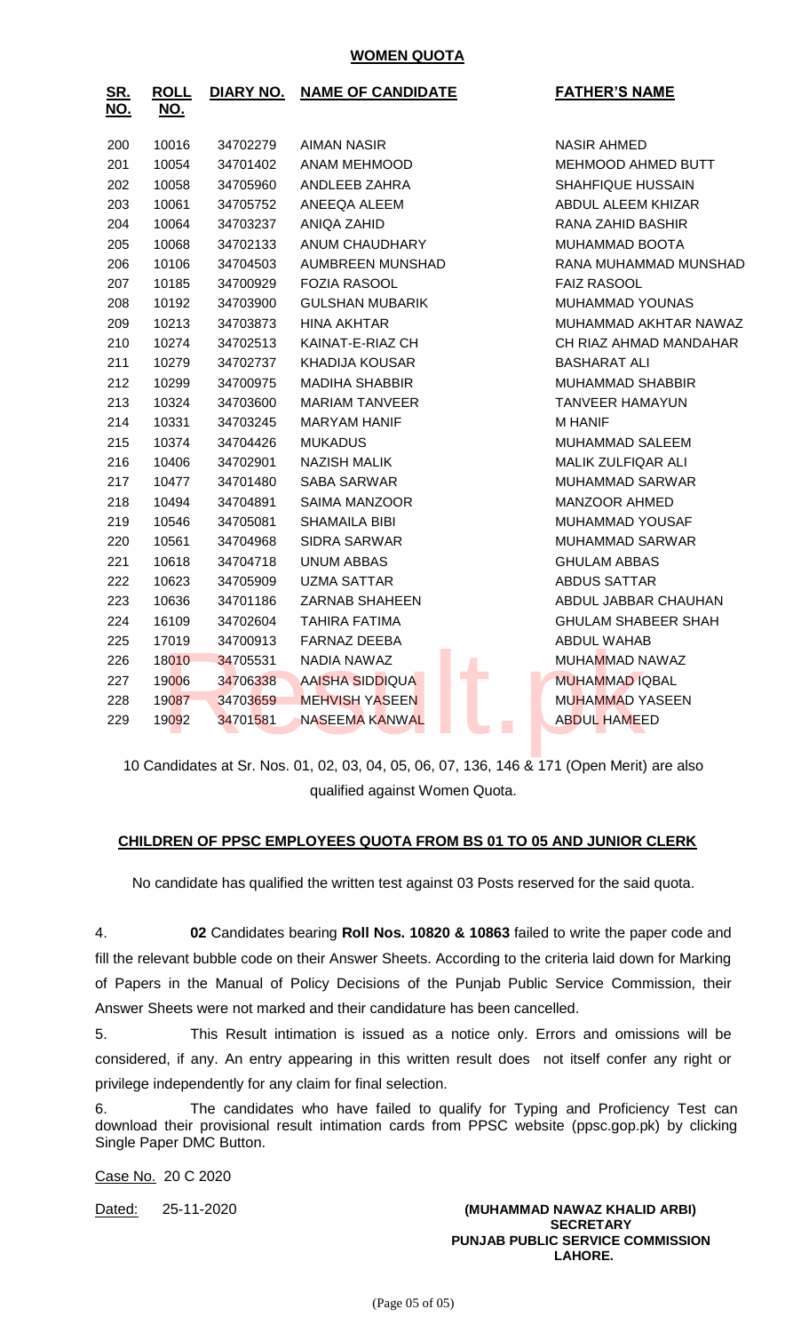## WOMEN QUOTA

| SR. NO. | ROLL NO. | DIARY NO. | NAME OF CANDIDATE | FATHER'S NAME |
|---|---|---|---|---|
| 200 | 10016 | 34702279 | AIMAN NASIR | NASIR AHMED |
| 201 | 10054 | 34701402 | ANAM MEHMOOD | MEHMOOD AHMED BUTT |
| 202 | 10058 | 34705960 | ANDLEEB ZAHRA | SHAHFIQUE HUSSAIN |
| 203 | 10061 | 34705752 | ANEEQA ALEEM | ABDUL ALEEM KHIZAR |
| 204 | 10064 | 34703237 | ANIQA ZAHID | RANA ZAHID BASHIR |
| 205 | 10068 | 34702133 | ANUM CHAUDHARY | MUHAMMAD BOOTA |
| 206 | 10106 | 34704503 | AUMBREEN MUNSHAD | RANA MUHAMMAD MUNSHAD |
| 207 | 10185 | 34700929 | FOZIA RASOOL | FAIZ RASOOL |
| 208 | 10192 | 34703900 | GULSHAN MUBARIK | MUHAMMAD YOUNAS |
| 209 | 10213 | 34703873 | HINA AKHTAR | MUHAMMAD AKHTAR NAWAZ |
| 210 | 10274 | 34702513 | KAINAT-E-RIAZ CH | CH RIAZ AHMAD MANDAHAR |
| 211 | 10279 | 34702737 | KHADIJA KOUSAR | BASHARAT ALI |
| 212 | 10299 | 34700975 | MADIHA SHABBIR | MUHAMMAD SHABBIR |
| 213 | 10324 | 34703600 | MARIAM TANVEER | TANVEER HAMAYUN |
| 214 | 10331 | 34703245 | MARYAM HANIF | M HANIF |
| 215 | 10374 | 34704426 | MUKADUS | MUHAMMAD SALEEM |
| 216 | 10406 | 34702901 | NAZISH MALIK | MALIK ZULFIQAR ALI |
| 217 | 10477 | 34701480 | SABA SARWAR | MUHAMMAD SARWAR |
| 218 | 10494 | 34704891 | SAIMA MANZOOR | MANZOOR AHMED |
| 219 | 10546 | 34705081 | SHAMAILA BIBI | MUHAMMAD YOUSAF |
| 220 | 10561 | 34704968 | SIDRA SARWAR | MUHAMMAD SARWAR |
| 221 | 10618 | 34704718 | UNUM ABBAS | GHULAM ABBAS |
| 222 | 10623 | 34705909 | UZMA SATTAR | ABDUS SATTAR |
| 223 | 10636 | 34701186 | ZARNAB SHAHEEN | ABDUL JABBAR CHAUHAN |
| 224 | 16109 | 34702604 | TAHIRA FATIMA | GHULAM SHABEER SHAH |
| 225 | 17019 | 34700913 | FARNAZ DEEBA | ABDUL WAHAB |
| 226 | 18010 | 34705531 | NADIA NAWAZ | MUHAMMAD NAWAZ |
| 227 | 19006 | 34706338 | AAISHA SIDDIQUA | MUHAMMAD IQBAL |
| 228 | 19087 | 34703659 | MEHVISH YASEEN | MUHAMMAD YASEEN |
| 229 | 19092 | 34701581 | NASEEMA KANWAL | ABDUL HAMEED |

10 Candidates at Sr. Nos. 01, 02, 03, 04, 05, 06, 07, 136, 146 & 171 (Open Merit) are also qualified against Women Quota.

## CHILDREN OF PPSC EMPLOYEES QUOTA FROM BS 01 TO 05 AND JUNIOR CLERK

No candidate has qualified the written test against 03 Posts reserved for the said quota.

4. **02** Candidates bearing **Roll Nos. 10820 & 10863** failed to write the paper code and fill the relevant bubble code on their Answer Sheets. According to the criteria laid down for Marking of Papers in the Manual of Policy Decisions of the Punjab Public Service Commission, their Answer Sheets were not marked and their candidature has been cancelled.

5. This Result intimation is issued as a notice only. Errors and omissions will be considered, if any. An entry appearing in this written result does not itself confer any right or privilege independently for any claim for final selection.

6. The candidates who have failed to qualify for Typing and Proficiency Test can download their provisional result intimation cards from PPSC website (ppsc.gop.pk) by clicking Single Paper DMC Button.

Case No. 20 C 2020

Dated: 25-11-2020

**(MUHAMMAD NAWAZ KHALID ARBI)**
**SECRETARY**
**PUNJAB PUBLIC SERVICE COMMISSION**
**LAHORE.**